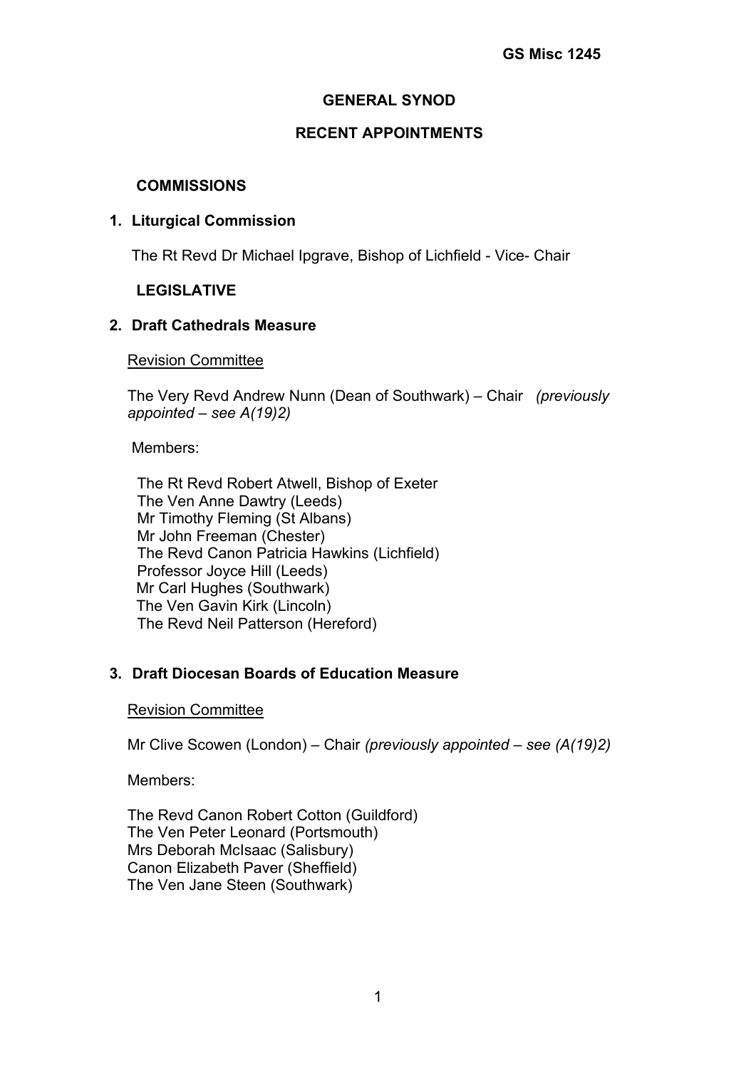**GS Misc 1245**

# GENERAL SYNOD

## RECENT APPOINTMENTS

### COMMISSIONS

**1. Liturgical Commission**

The Rt Revd Dr Michael Ipgrave, Bishop of Lichfield - Vice- Chair

### LEGISLATIVE

**2. Draft Cathedrals Measure**

Revision Committee

The Very Revd Andrew Nunn (Dean of Southwark) – Chair *(previously appointed – see A(19)2)*

Members:

The Rt Revd Robert Atwell, Bishop of Exeter
The Ven Anne Dawtry (Leeds)
Mr Timothy Fleming (St Albans)
Mr John Freeman (Chester)
The Revd Canon Patricia Hawkins (Lichfield)
Professor Joyce Hill (Leeds)
Mr Carl Hughes (Southwark)
The Ven Gavin Kirk (Lincoln)
The Revd Neil Patterson (Hereford)

**3. Draft Diocesan Boards of Education Measure**

Revision Committee

Mr Clive Scowen (London) – Chair *(previously appointed – see (A(19)2)*

Members:

The Revd Canon Robert Cotton (Guildford)
The Ven Peter Leonard (Portsmouth)
Mrs Deborah McIsaac (Salisbury)
Canon Elizabeth Paver (Sheffield)
The Ven Jane Steen (Southwark)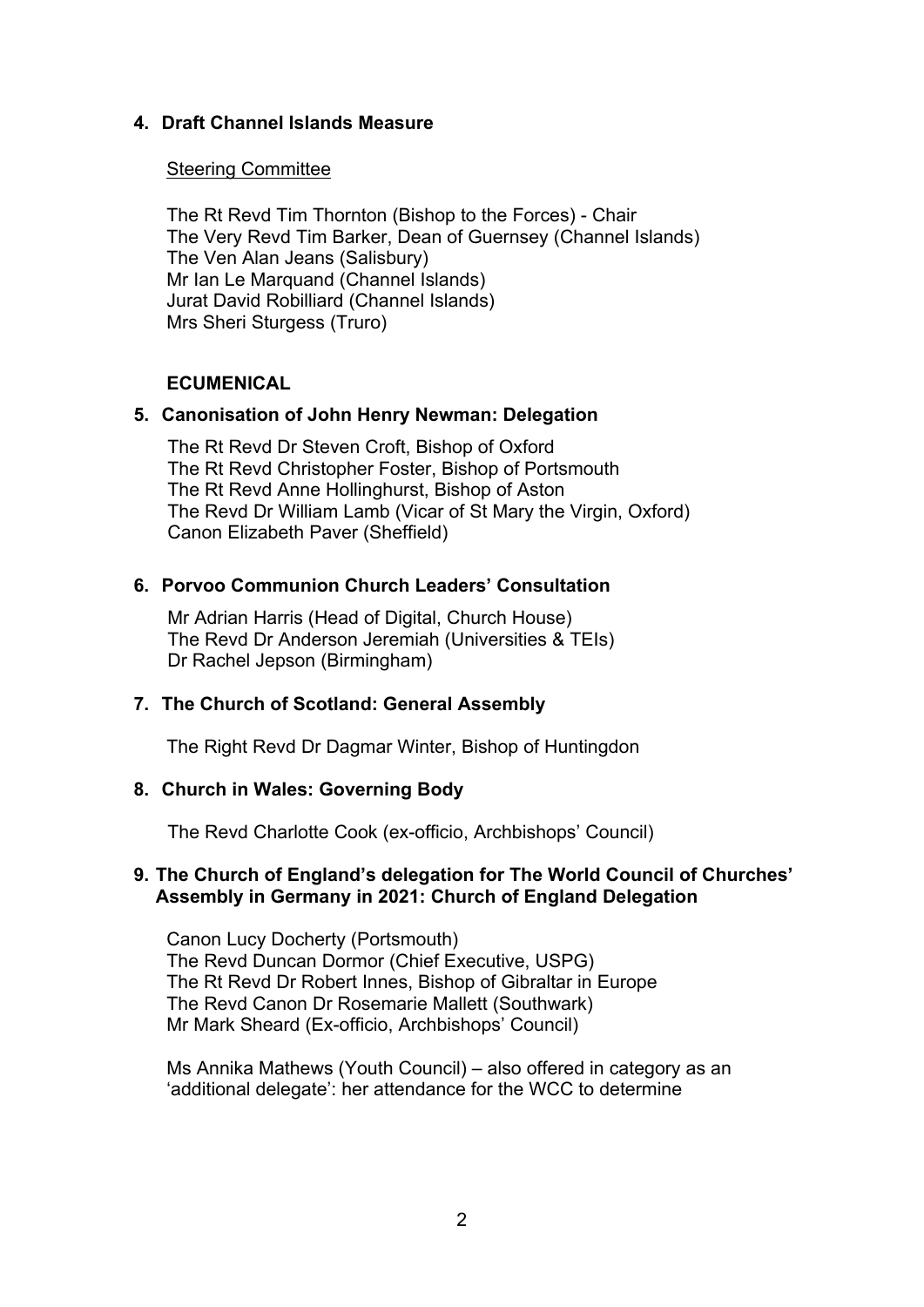**4. Draft Channel Islands Measure**

Steering Committee

The Rt Revd Tim Thornton (Bishop to the Forces) - Chair
The Very Revd Tim Barker, Dean of Guernsey (Channel Islands)
The Ven Alan Jeans (Salisbury)
Mr Ian Le Marquand (Channel Islands)
Jurat David Robilliard (Channel Islands)
Mrs Sheri Sturgess (Truro)

**ECUMENICAL**

**5. Canonisation of John Henry Newman: Delegation**

The Rt Revd Dr Steven Croft, Bishop of Oxford
The Rt Revd Christopher Foster, Bishop of Portsmouth
The Rt Revd Anne Hollinghurst, Bishop of Aston
The Revd Dr William Lamb (Vicar of St Mary the Virgin, Oxford)
Canon Elizabeth Paver (Sheffield)

**6. Porvoo Communion Church Leaders' Consultation**

Mr Adrian Harris (Head of Digital, Church House)
The Revd Dr Anderson Jeremiah (Universities & TEIs)
Dr Rachel Jepson (Birmingham)

**7. The Church of Scotland: General Assembly**

The Right Revd Dr Dagmar Winter, Bishop of Huntingdon

**8. Church in Wales: Governing Body**

The Revd Charlotte Cook (ex-officio, Archbishops' Council)

**9. The Church of England's delegation for The World Council of Churches' Assembly in Germany in 2021: Church of England Delegation**

Canon Lucy Docherty (Portsmouth)
The Revd Duncan Dormor (Chief Executive, USPG)
The Rt Revd Dr Robert Innes, Bishop of Gibraltar in Europe
The Revd Canon Dr Rosemarie Mallett (Southwark)
Mr Mark Sheard (Ex-officio, Archbishops' Council)

Ms Annika Mathews (Youth Council) – also offered in category as an 'additional delegate': her attendance for the WCC to determine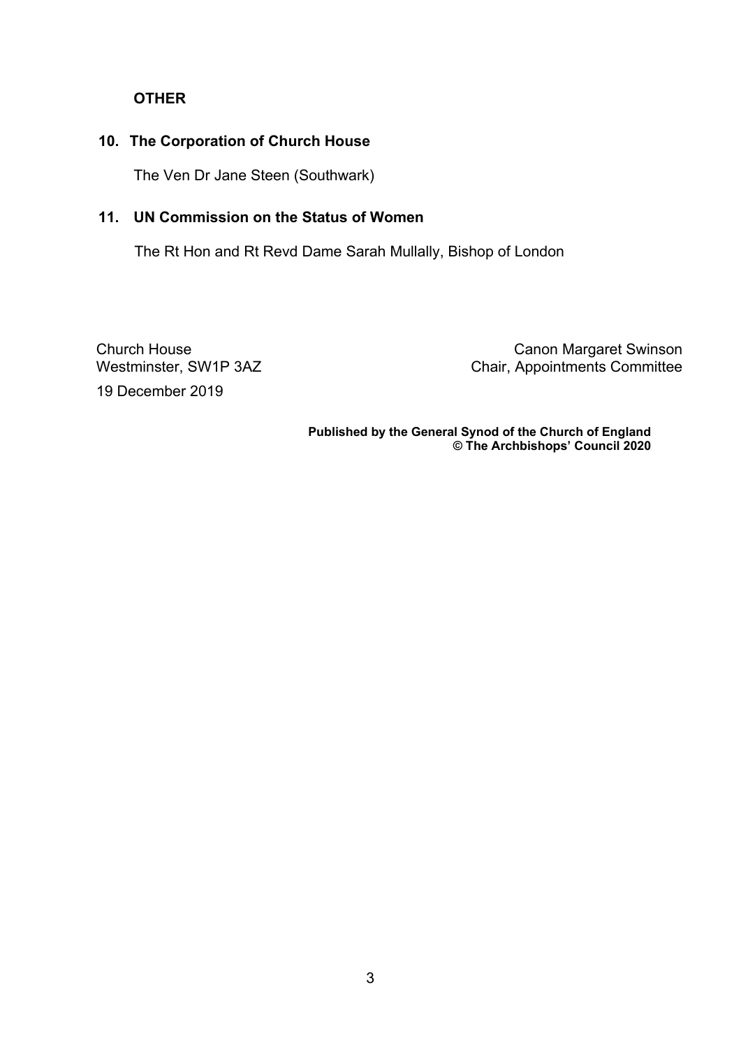**OTHER**

**10. The Corporation of Church House**

The Ven Dr Jane Steen (Southwark)

**11. UN Commission on the Status of Women**

The Rt Hon and Rt Revd Dame Sarah Mullally, Bishop of London

Church House
Westminster, SW1P 3AZ

19 December 2019

Canon Margaret Swinson
Chair, Appointments Committee

**Published by the General Synod of the Church of England**
**© The Archbishops' Council 2020**